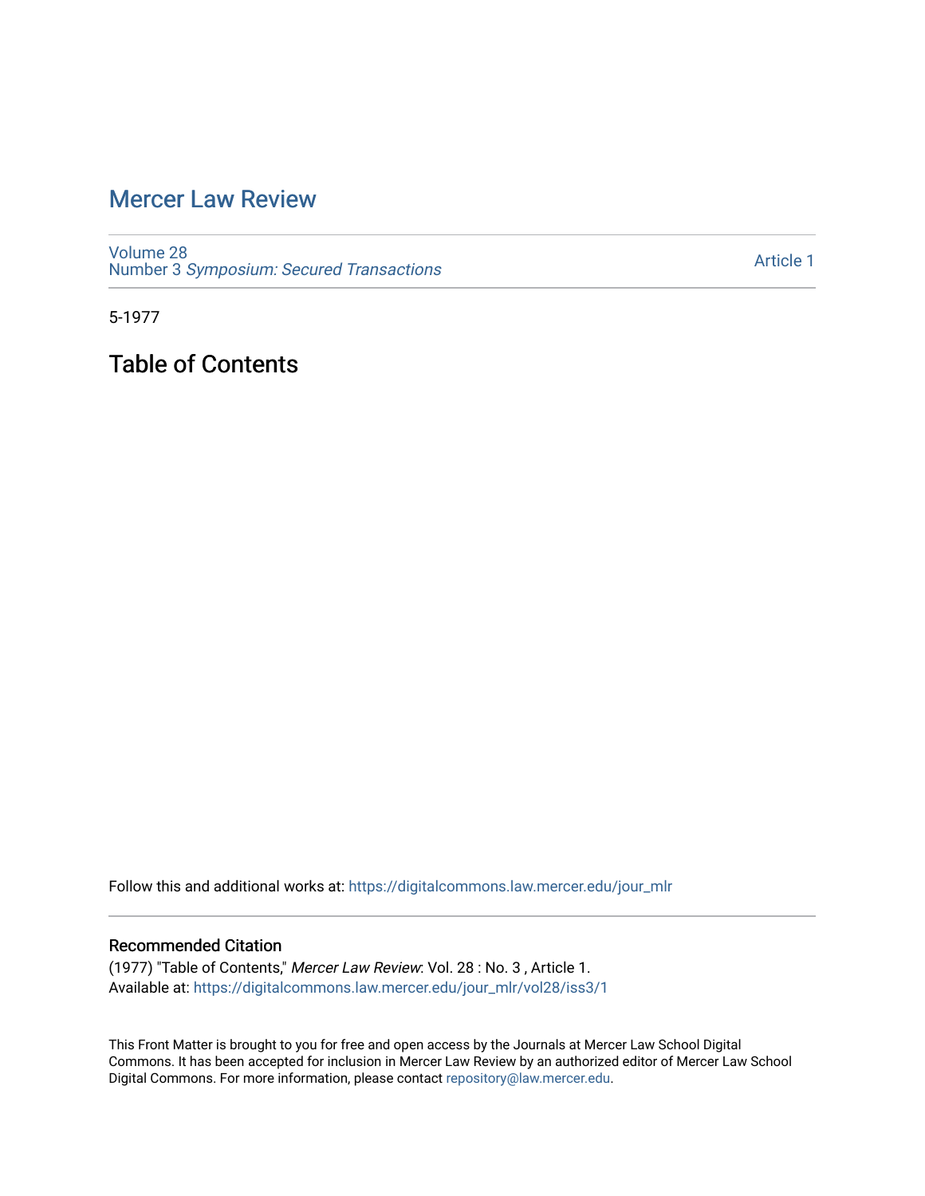# Mercer Law Review

Volume 28
Number 3 *Symposium: Secured Transactions*

Article 1

5-1977

## Table of Contents

Follow this and additional works at: https://digitalcommons.law.mercer.edu/jour_mlr

### Recommended Citation

(1977) "Table of Contents," *Mercer Law Review*: Vol. 28 : No. 3 , Article 1.
Available at: https://digitalcommons.law.mercer.edu/jour_mlr/vol28/iss3/1

This Front Matter is brought to you for free and open access by the Journals at Mercer Law School Digital Commons. It has been accepted for inclusion in Mercer Law Review by an authorized editor of Mercer Law School Digital Commons. For more information, please contact repository@law.mercer.edu.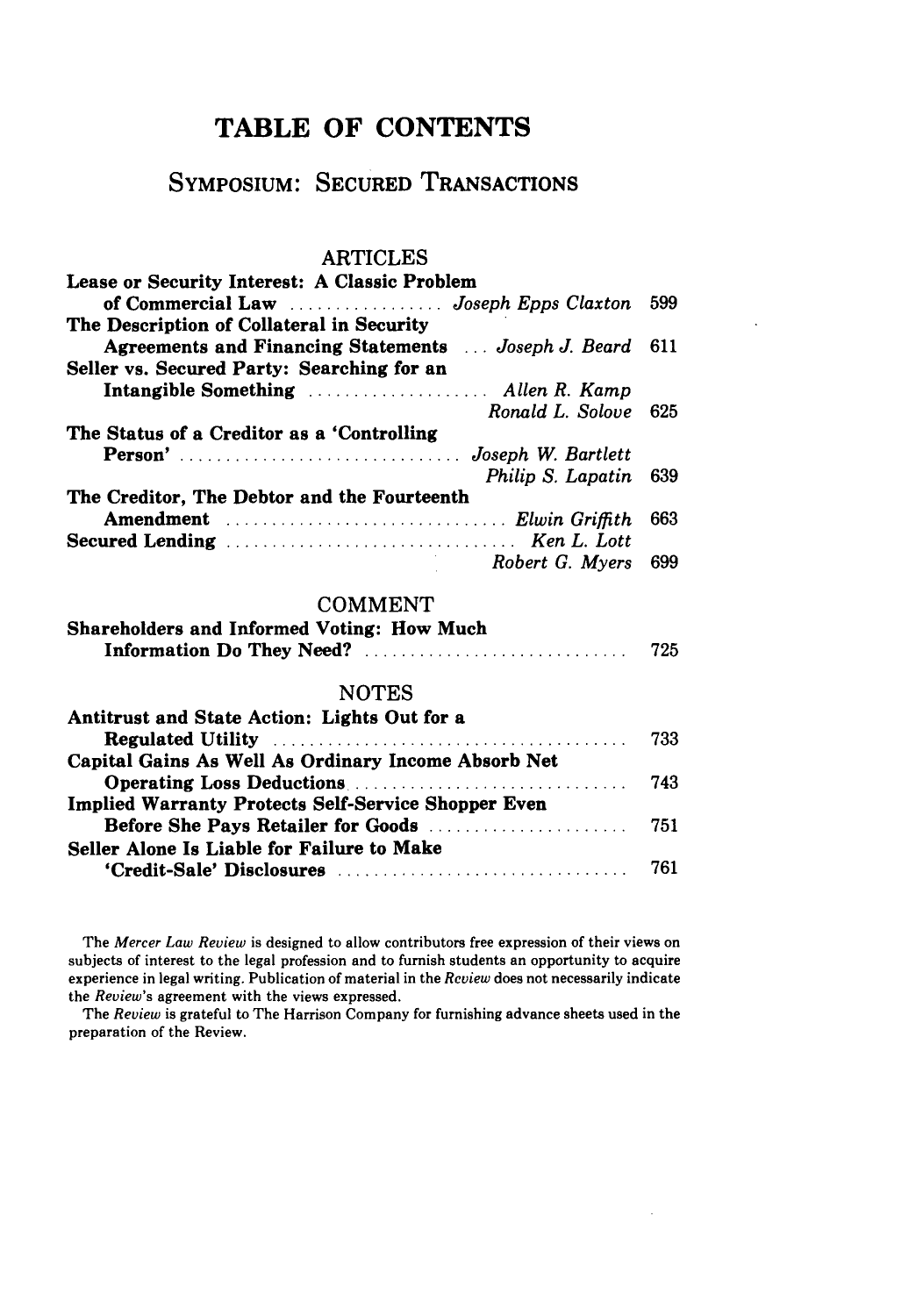# TABLE OF CONTENTS

## SYMPOSIUM: SECURED TRANSACTIONS

### ARTICLES

| | | |
|---|---|---|
| **Lease or Security Interest: A Classic Problem of Commercial Law** | *Joseph Epps Claxton* | 599 |
| **The Description of Collateral in Security Agreements and Financing Statements** | *Joseph J. Beard* | 611 |
| **Seller vs. Secured Party: Searching for an Intangible Something** | *Allen R. Kamp*, *Ronald L. Solove* | 625 |
| **The Status of a Creditor as a 'Controlling Person'** | *Joseph W. Bartlett*, *Philip S. Lapatin* | 639 |
| **The Creditor, The Debtor and the Fourteenth Amendment** | *Elwin Griffith* | 663 |
| **Secured Lending** | *Ken L. Lott*, *Robert G. Myers* | 699 |

### COMMENT

| | |
|---|---|
| **Shareholders and Informed Voting: How Much Information Do They Need?** | 725 |

### NOTES

| | |
|---|---|
| **Antitrust and State Action: Lights Out for a Regulated Utility** | 733 |
| **Capital Gains As Well As Ordinary Income Absorb Net Operating Loss Deductions** | 743 |
| **Implied Warranty Protects Self-Service Shopper Even Before She Pays Retailer for Goods** | 751 |
| **Seller Alone Is Liable for Failure to Make 'Credit-Sale' Disclosures** | 761 |

The *Mercer Law Review* is designed to allow contributors free expression of their views on subjects of interest to the legal profession and to furnish students an opportunity to acquire experience in legal writing. Publication of material in the *Review* does not necessarily indicate the *Review's* agreement with the views expressed.

The *Review* is grateful to The Harrison Company for furnishing advance sheets used in the preparation of the Review.